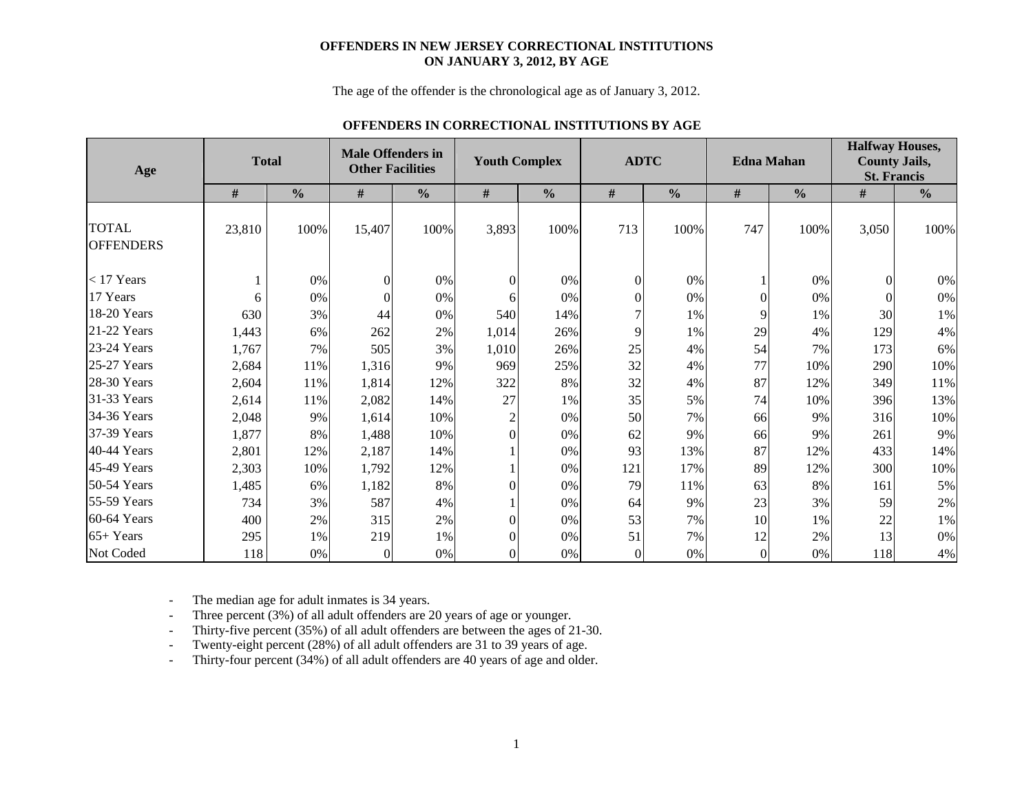# OFFENDERS IN NEW JERSEY CORRECTIONAL INSTITUTIONS ON JANUARY 3, 2012, BY AGE

The age of the offender is the chronological age as of January 3, 2012.

## OFFENDERS IN CORRECTIONAL INSTITUTIONS BY AGE

| Age | Total | | Male Offenders in Other Facilities | | Youth Complex | | ADTC | | Edna Mahan | | Halfway Houses, County Jails, St. Francis | |
|---|---|---|---|---|---|---|---|---|---|---|---|---|
| | # | % | # | % | # | % | # | % | # | % | # | % |
| TOTAL OFFENDERS | 23,810 | 100% | 15,407 | 100% | 3,893 | 100% | 713 | 100% | 747 | 100% | 3,050 | 100% |
| < 17 Years | 1 | 0% | 0 | 0% | 0 | 0% | 0 | 0% | 1 | 0% | 0 | 0% |
| 17 Years | 6 | 0% | 0 | 0% | 6 | 0% | 0 | 0% | 0 | 0% | 0 | 0% |
| 18-20 Years | 630 | 3% | 44 | 0% | 540 | 14% | 7 | 1% | 9 | 1% | 30 | 1% |
| 21-22 Years | 1,443 | 6% | 262 | 2% | 1,014 | 26% | 9 | 1% | 29 | 4% | 129 | 4% |
| 23-24 Years | 1,767 | 7% | 505 | 3% | 1,010 | 26% | 25 | 4% | 54 | 7% | 173 | 6% |
| 25-27 Years | 2,684 | 11% | 1,316 | 9% | 969 | 25% | 32 | 4% | 77 | 10% | 290 | 10% |
| 28-30 Years | 2,604 | 11% | 1,814 | 12% | 322 | 8% | 32 | 4% | 87 | 12% | 349 | 11% |
| 31-33 Years | 2,614 | 11% | 2,082 | 14% | 27 | 1% | 35 | 5% | 74 | 10% | 396 | 13% |
| 34-36 Years | 2,048 | 9% | 1,614 | 10% | 2 | 0% | 50 | 7% | 66 | 9% | 316 | 10% |
| 37-39 Years | 1,877 | 8% | 1,488 | 10% | 0 | 0% | 62 | 9% | 66 | 9% | 261 | 9% |
| 40-44 Years | 2,801 | 12% | 2,187 | 14% | 1 | 0% | 93 | 13% | 87 | 12% | 433 | 14% |
| 45-49 Years | 2,303 | 10% | 1,792 | 12% | 1 | 0% | 121 | 17% | 89 | 12% | 300 | 10% |
| 50-54 Years | 1,485 | 6% | 1,182 | 8% | 0 | 0% | 79 | 11% | 63 | 8% | 161 | 5% |
| 55-59 Years | 734 | 3% | 587 | 4% | 1 | 0% | 64 | 9% | 23 | 3% | 59 | 2% |
| 60-64 Years | 400 | 2% | 315 | 2% | 0 | 0% | 53 | 7% | 10 | 1% | 22 | 1% |
| 65+ Years | 295 | 1% | 219 | 1% | 0 | 0% | 51 | 7% | 12 | 2% | 13 | 0% |
| Not Coded | 118 | 0% | 0 | 0% | 0 | 0% | 0 | 0% | 0 | 0% | 118 | 4% |

- The median age for adult inmates is 34 years.
- Three percent (3%) of all adult offenders are 20 years of age or younger.
- Thirty-five percent (35%) of all adult offenders are between the ages of 21-30.
- Twenty-eight percent (28%) of all adult offenders are 31 to 39 years of age.
- Thirty-four percent (34%) of all adult offenders are 40 years of age and older.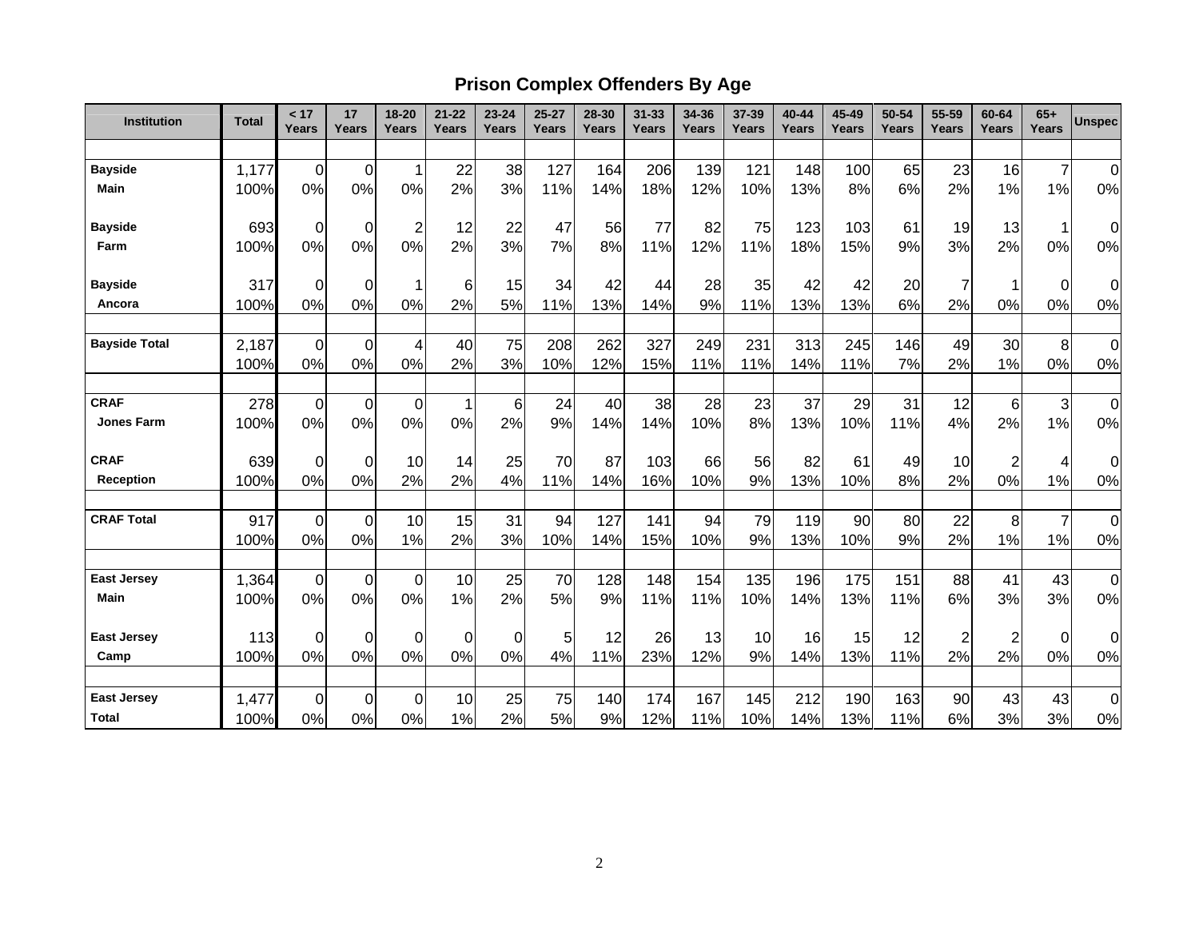## Prison Complex Offenders By Age

| Institution | Total | < 17 Years | 17 Years | 18-20 Years | 21-22 Years | 23-24 Years | 25-27 Years | 28-30 Years | 31-33 Years | 34-36 Years | 37-39 Years | 40-44 Years | 45-49 Years | 50-54 Years | 55-59 Years | 60-64 Years | 65+ Years | Unspec |
|---|---|---|---|---|---|---|---|---|---|---|---|---|---|---|---|---|---|---|
| **Bayside** | 1,177 | 0 | 0 | 1 | 22 | 38 | 127 | 164 | 206 | 139 | 121 | 148 | 100 | 65 | 23 | 16 | 7 | 0 |
| **Main** | 100% | 0% | 0% | 0% | 2% | 3% | 11% | 14% | 18% | 12% | 10% | 13% | 8% | 6% | 2% | 1% | 1% | 0% |
| **Bayside** | 693 | 0 | 0 | 2 | 12 | 22 | 47 | 56 | 77 | 82 | 75 | 123 | 103 | 61 | 19 | 13 | 1 | 0 |
| **Farm** | 100% | 0% | 0% | 0% | 2% | 3% | 7% | 8% | 11% | 12% | 11% | 18% | 15% | 9% | 3% | 2% | 0% | 0% |
| **Bayside** | 317 | 0 | 0 | 1 | 6 | 15 | 34 | 42 | 44 | 28 | 35 | 42 | 42 | 20 | 7 | 1 | 0 | 0 |
| **Ancora** | 100% | 0% | 0% | 0% | 2% | 5% | 11% | 13% | 14% | 9% | 11% | 13% | 13% | 6% | 2% | 0% | 0% | 0% |
| **Bayside Total** | 2,187 | 0 | 0 | 4 | 40 | 75 | 208 | 262 | 327 | 249 | 231 | 313 | 245 | 146 | 49 | 30 | 8 | 0 |
| | 100% | 0% | 0% | 0% | 2% | 3% | 10% | 12% | 15% | 11% | 11% | 14% | 11% | 7% | 2% | 1% | 0% | 0% |
| **CRAF** | 278 | 0 | 0 | 0 | 1 | 6 | 24 | 40 | 38 | 28 | 23 | 37 | 29 | 31 | 12 | 6 | 3 | 0 |
| **Jones Farm** | 100% | 0% | 0% | 0% | 0% | 2% | 9% | 14% | 14% | 10% | 8% | 13% | 10% | 11% | 4% | 2% | 1% | 0% |
| **CRAF** | 639 | 0 | 0 | 10 | 14 | 25 | 70 | 87 | 103 | 66 | 56 | 82 | 61 | 49 | 10 | 2 | 4 | 0 |
| **Reception** | 100% | 0% | 0% | 2% | 2% | 4% | 11% | 14% | 16% | 10% | 9% | 13% | 10% | 8% | 2% | 0% | 1% | 0% |
| **CRAF Total** | 917 | 0 | 0 | 10 | 15 | 31 | 94 | 127 | 141 | 94 | 79 | 119 | 90 | 80 | 22 | 8 | 7 | 0 |
| | 100% | 0% | 0% | 1% | 2% | 3% | 10% | 14% | 15% | 10% | 9% | 13% | 10% | 9% | 2% | 1% | 1% | 0% |
| **East Jersey** | 1,364 | 0 | 0 | 0 | 10 | 25 | 70 | 128 | 148 | 154 | 135 | 196 | 175 | 151 | 88 | 41 | 43 | 0 |
| **Main** | 100% | 0% | 0% | 0% | 1% | 2% | 5% | 9% | 11% | 11% | 10% | 14% | 13% | 11% | 6% | 3% | 3% | 0% |
| **East Jersey** | 113 | 0 | 0 | 0 | 0 | 0 | 5 | 12 | 26 | 13 | 10 | 16 | 15 | 12 | 2 | 2 | 0 | 0 |
| **Camp** | 100% | 0% | 0% | 0% | 0% | 0% | 4% | 11% | 23% | 12% | 9% | 14% | 13% | 11% | 2% | 2% | 0% | 0% |
| **East Jersey** | 1,477 | 0 | 0 | 0 | 10 | 25 | 75 | 140 | 174 | 167 | 145 | 212 | 190 | 163 | 90 | 43 | 43 | 0 |
| **Total** | 100% | 0% | 0% | 0% | 1% | 2% | 5% | 9% | 12% | 11% | 10% | 14% | 13% | 11% | 6% | 3% | 3% | 0% |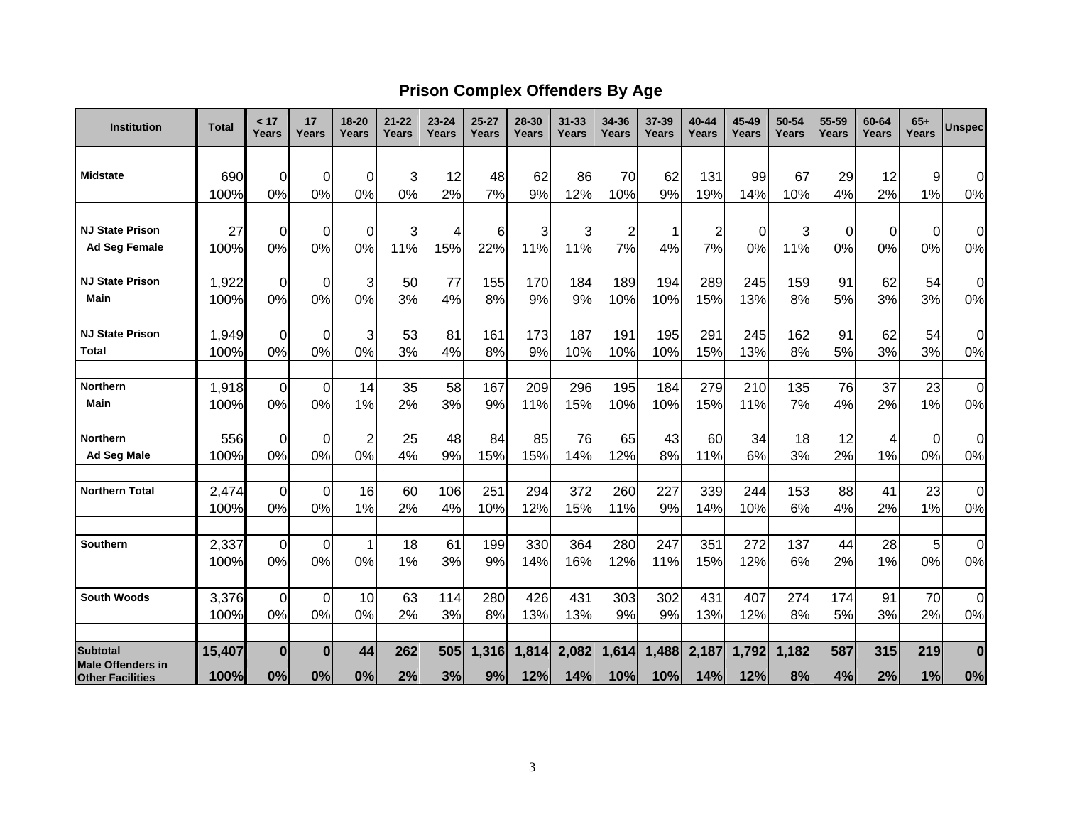# Prison Complex Offenders By Age

| Institution | Total | < 17 Years | 17 Years | 18-20 Years | 21-22 Years | 23-24 Years | 25-27 Years | 28-30 Years | 31-33 Years | 34-36 Years | 37-39 Years | 40-44 Years | 45-49 Years | 50-54 Years | 55-59 Years | 60-64 Years | 65+ Years | Unspec |
|---|---|---|---|---|---|---|---|---|---|---|---|---|---|---|---|---|---|---|
| Midstate | 690 | 0 | 0 | 0 | 3 | 12 | 48 | 62 | 86 | 70 | 62 | 131 | 99 | 67 | 29 | 12 | 9 | 0 |
| | 100% | 0% | 0% | 0% | 0% | 2% | 7% | 9% | 12% | 10% | 9% | 19% | 14% | 10% | 4% | 2% | 1% | 0% |
| NJ State Prison Ad Seg Female | 27 | 0 | 0 | 0 | 3 | 4 | 6 | 3 | 3 | 2 | 1 | 2 | 0 | 3 | 0 | 0 | 0 | 0 |
| | 100% | 0% | 0% | 0% | 11% | 15% | 22% | 11% | 11% | 7% | 4% | 7% | 0% | 11% | 0% | 0% | 0% | 0% |
| NJ State Prison Main | 1,922 | 0 | 0 | 3 | 50 | 77 | 155 | 170 | 184 | 189 | 194 | 289 | 245 | 159 | 91 | 62 | 54 | 0 |
| | 100% | 0% | 0% | 0% | 3% | 4% | 8% | 9% | 9% | 10% | 10% | 15% | 13% | 8% | 5% | 3% | 3% | 0% |
| NJ State Prison Total | 1,949 | 0 | 0 | 3 | 53 | 81 | 161 | 173 | 187 | 191 | 195 | 291 | 245 | 162 | 91 | 62 | 54 | 0 |
| | 100% | 0% | 0% | 0% | 3% | 4% | 8% | 9% | 10% | 10% | 10% | 15% | 13% | 8% | 5% | 3% | 3% | 0% |
| Northern Main | 1,918 | 0 | 0 | 14 | 35 | 58 | 167 | 209 | 296 | 195 | 184 | 279 | 210 | 135 | 76 | 37 | 23 | 0 |
| | 100% | 0% | 0% | 1% | 2% | 3% | 9% | 11% | 15% | 10% | 10% | 15% | 11% | 7% | 4% | 2% | 1% | 0% |
| Northern Ad Seg Male | 556 | 0 | 0 | 2 | 25 | 48 | 84 | 85 | 76 | 65 | 43 | 60 | 34 | 18 | 12 | 4 | 0 | 0 |
| | 100% | 0% | 0% | 0% | 4% | 9% | 15% | 15% | 14% | 12% | 8% | 11% | 6% | 3% | 2% | 1% | 0% | 0% |
| Northern Total | 2,474 | 0 | 0 | 16 | 60 | 106 | 251 | 294 | 372 | 260 | 227 | 339 | 244 | 153 | 88 | 41 | 23 | 0 |
| | 100% | 0% | 0% | 1% | 2% | 4% | 10% | 12% | 15% | 11% | 9% | 14% | 10% | 6% | 4% | 2% | 1% | 0% |
| Southern | 2,337 | 0 | 0 | 1 | 18 | 61 | 199 | 330 | 364 | 280 | 247 | 351 | 272 | 137 | 44 | 28 | 5 | 0 |
| | 100% | 0% | 0% | 0% | 1% | 3% | 9% | 14% | 16% | 12% | 11% | 15% | 12% | 6% | 2% | 1% | 0% | 0% |
| South Woods | 3,376 | 0 | 0 | 10 | 63 | 114 | 280 | 426 | 431 | 303 | 302 | 431 | 407 | 274 | 174 | 91 | 70 | 0 |
| | 100% | 0% | 0% | 0% | 2% | 3% | 8% | 13% | 13% | 9% | 9% | 13% | 12% | 8% | 5% | 3% | 2% | 0% |
| **Subtotal Male Offenders in Other Facilities** | **15,407** | **0** | **0** | **44** | **262** | **505** | **1,316** | **1,814** | **2,082** | **1,614** | **1,488** | **2,187** | **1,792** | **1,182** | **587** | **315** | **219** | **0** |
| | **100%** | **0%** | **0%** | **0%** | **2%** | **3%** | **9%** | **12%** | **14%** | **10%** | **10%** | **14%** | **12%** | **8%** | **4%** | **2%** | **1%** | **0%** |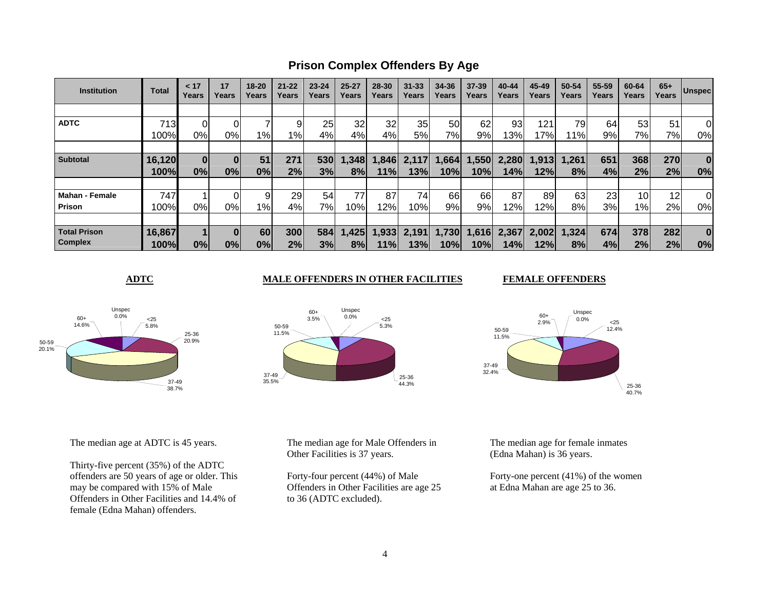# Prison Complex Offenders By Age

| Institution | Total | < 17 Years | 17 Years | 18-20 Years | 21-22 Years | 23-24 Years | 25-27 Years | 28-30 Years | 31-33 Years | 34-36 Years | 37-39 Years | 40-44 Years | 45-49 Years | 50-54 Years | 55-59 Years | 60-64 Years | 65+ Years | Unspec |
|---|---|---|---|---|---|---|---|---|---|---|---|---|---|---|---|---|---|---|
| **ADTC** | 713 | 0 | 0 | 7 | 9 | 25 | 32 | 32 | 35 | 50 | 62 | 93 | 121 | 79 | 64 | 53 | 51 | 0 |
| | 100% | 0% | 0% | 1% | 1% | 4% | 4% | 4% | 5% | 7% | 9% | 13% | 17% | 11% | 9% | 7% | 7% | 0% |
| **Subtotal** | **16,120** | **0** | **0** | **51** | **271** | **530** | **1,348** | **1,846** | **2,117** | **1,664** | **1,550** | **2,280** | **1,913** | **1,261** | **651** | **368** | **270** | **0** |
| | **100%** | **0%** | **0%** | **0%** | **2%** | **3%** | **8%** | **11%** | **13%** | **10%** | **10%** | **14%** | **12%** | **8%** | **4%** | **2%** | **2%** | **0%** |
| **Mahan - Female Prison** | 747 | 1 | 0 | 9 | 29 | 54 | 77 | 87 | 74 | 66 | 66 | 87 | 89 | 63 | 23 | 10 | 12 | 0 |
| | 100% | 0% | 0% | 1% | 4% | 7% | 10% | 12% | 10% | 9% | 9% | 12% | 12% | 8% | 3% | 1% | 2% | 0% |
| **Total Prison Complex** | **16,867** | **1** | **0** | **60** | **300** | **584** | **1,425** | **1,933** | **2,191** | **1,730** | **1,616** | **2,367** | **2,002** | **1,324** | **674** | **378** | **282** | **0** |
| | **100%** | **0%** | **0%** | **0%** | **2%** | **3%** | **8%** | **11%** | **13%** | **10%** | **10%** | **14%** | **12%** | **8%** | **4%** | **2%** | **2%** | **0%** |

**ADTC**

| Age Group | Percent |
|---|---|
| <25 | 5.8% |
| 25-36 | 20.9% |
| 37-49 | 38.7% |
| 50-59 | 20.1% |
| 60+ | 14.6% |
| Unspec | 0.0% |

The median age at ADTC is 45 years.

Thirty-five percent (35%) of the ADTC offenders are 50 years of age or older. This may be compared with 15% of Male Offenders in Other Facilities and 14.4% of female (Edna Mahan) offenders.

**MALE OFFENDERS IN OTHER FACILITIES**

| Age Group | Percent |
|---|---|
| <25 | 5.3% |
| 25-36 | 44.3% |
| 37-49 | 35.5% |
| 50-59 | 11.5% |
| 60+ | 3.5% |
| Unspec | 0.0% |

The median age for Male Offenders in Other Facilities is 37 years.

Forty-four percent (44%) of Male Offenders in Other Facilities are age 25 to 36 (ADTC excluded).

**FEMALE OFFENDERS**

| Age Group | Percent |
|---|---|
| <25 | 12.4% |
| 25-36 | 40.7% |
| 37-49 | 32.4% |
| 50-59 | 11.5% |
| 60+ | 2.9% |
| Unspec | 0.0% |

The median age for female inmates (Edna Mahan) is 36 years.

Forty-one percent (41%) of the women at Edna Mahan are age 25 to 36.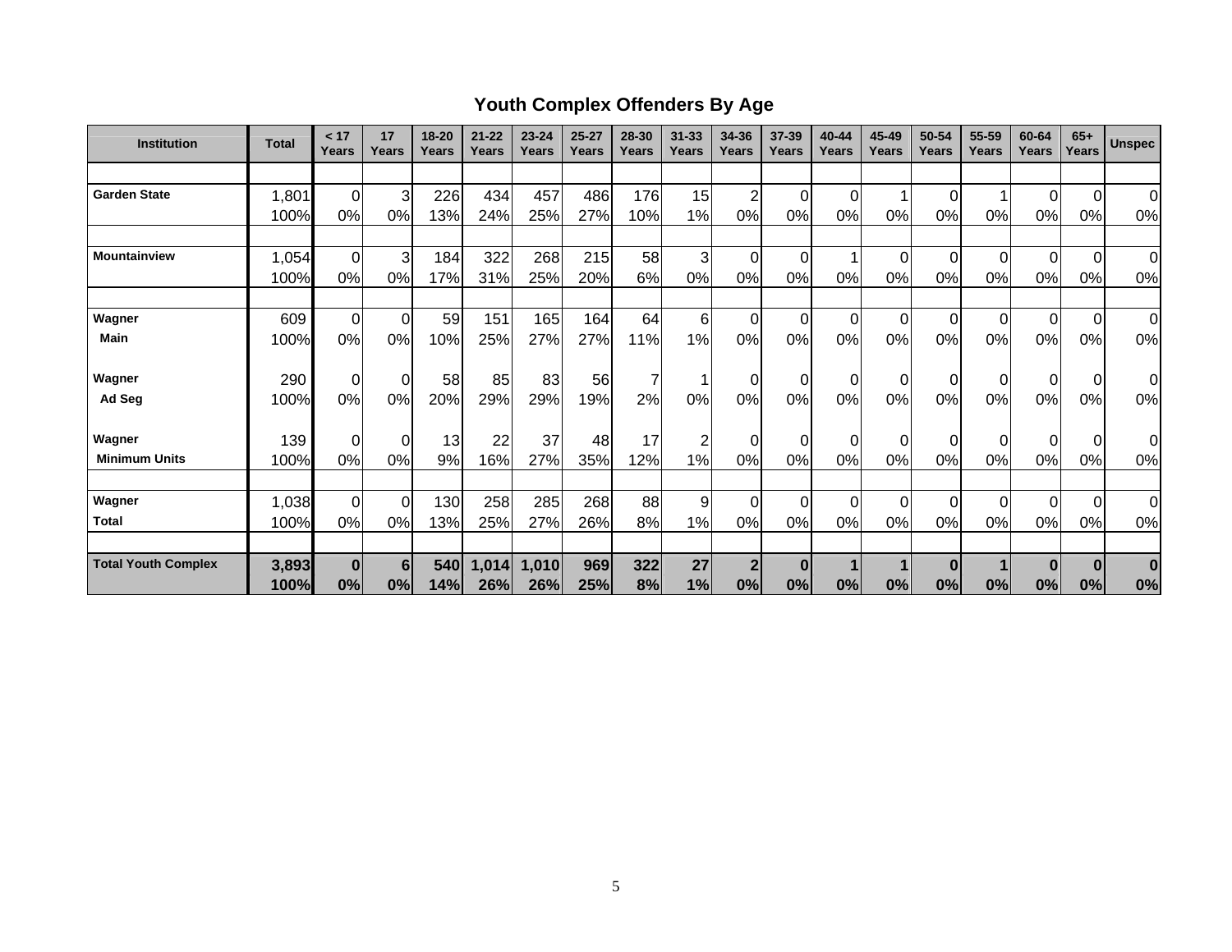## Youth Complex Offenders By Age

| Institution | Total | < 17 Years | 17 Years | 18-20 Years | 21-22 Years | 23-24 Years | 25-27 Years | 28-30 Years | 31-33 Years | 34-36 Years | 37-39 Years | 40-44 Years | 45-49 Years | 50-54 Years | 55-59 Years | 60-64 Years | 65+ Years | Unspec |
|---|---|---|---|---|---|---|---|---|---|---|---|---|---|---|---|---|---|---|
| Garden State | 1,801 | 0 | 3 | 226 | 434 | 457 | 486 | 176 | 15 | 2 | 0 | 0 | 1 | 0 | 1 | 0 | 0 | 0 |
| | 100% | 0% | 0% | 13% | 24% | 25% | 27% | 10% | 1% | 0% | 0% | 0% | 0% | 0% | 0% | 0% | 0% | 0% |
| Mountainview | 1,054 | 0 | 3 | 184 | 322 | 268 | 215 | 58 | 3 | 0 | 0 | 1 | 0 | 0 | 0 | 0 | 0 | 0 |
| | 100% | 0% | 0% | 17% | 31% | 25% | 20% | 6% | 0% | 0% | 0% | 0% | 0% | 0% | 0% | 0% | 0% | 0% |
| Wagner Main | 609 | 0 | 0 | 59 | 151 | 165 | 164 | 64 | 6 | 0 | 0 | 0 | 0 | 0 | 0 | 0 | 0 | 0 |
| | 100% | 0% | 0% | 10% | 25% | 27% | 27% | 11% | 1% | 0% | 0% | 0% | 0% | 0% | 0% | 0% | 0% | 0% |
| Wagner Ad Seg | 290 | 0 | 0 | 58 | 85 | 83 | 56 | 7 | 1 | 0 | 0 | 0 | 0 | 0 | 0 | 0 | 0 | 0 |
| | 100% | 0% | 0% | 20% | 29% | 29% | 19% | 2% | 0% | 0% | 0% | 0% | 0% | 0% | 0% | 0% | 0% | 0% |
| Wagner Minimum Units | 139 | 0 | 0 | 13 | 22 | 37 | 48 | 17 | 2 | 0 | 0 | 0 | 0 | 0 | 0 | 0 | 0 | 0 |
| | 100% | 0% | 0% | 9% | 16% | 27% | 35% | 12% | 1% | 0% | 0% | 0% | 0% | 0% | 0% | 0% | 0% | 0% |
| Wagner Total | 1,038 | 0 | 0 | 130 | 258 | 285 | 268 | 88 | 9 | 0 | 0 | 0 | 0 | 0 | 0 | 0 | 0 | 0 |
| | 100% | 0% | 0% | 13% | 25% | 27% | 26% | 8% | 1% | 0% | 0% | 0% | 0% | 0% | 0% | 0% | 0% | 0% |
| **Total Youth Complex** | **3,893** | **0** | **6** | **540** | **1,014** | **1,010** | **969** | **322** | **27** | **2** | **0** | **1** | **1** | **0** | **1** | **0** | **0** | **0** |
| | **100%** | **0%** | **0%** | **14%** | **26%** | **26%** | **25%** | **8%** | **1%** | **0%** | **0%** | **0%** | **0%** | **0%** | **0%** | **0%** | **0%** | **0%** |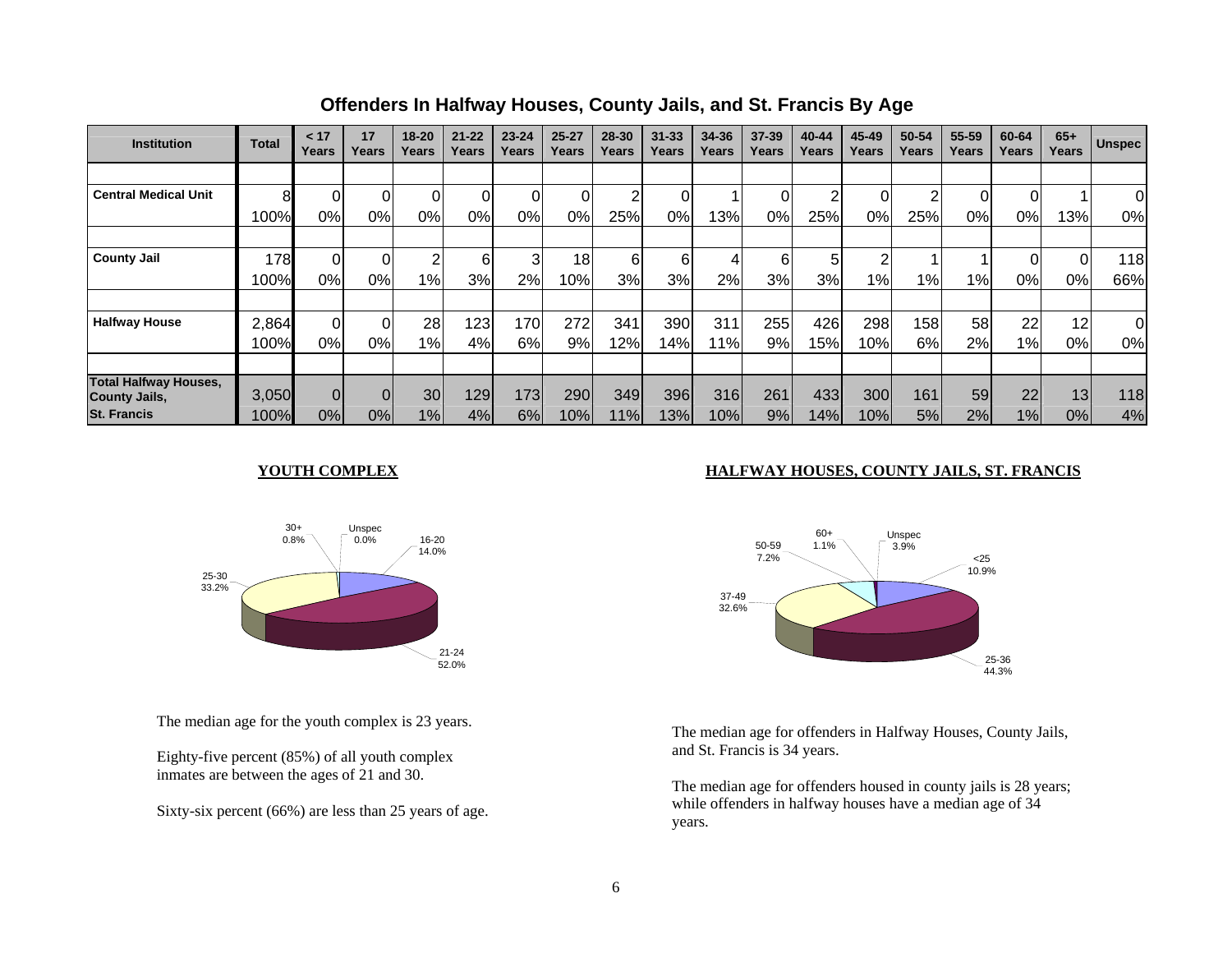## Offenders In Halfway Houses, County Jails, and St. Francis By Age

| Institution | Total | < 17 Years | 17 Years | 18-20 Years | 21-22 Years | 23-24 Years | 25-27 Years | 28-30 Years | 31-33 Years | 34-36 Years | 37-39 Years | 40-44 Years | 45-49 Years | 50-54 Years | 55-59 Years | 60-64 Years | 65+ Years | Unspec |
|---|---|---|---|---|---|---|---|---|---|---|---|---|---|---|---|---|---|---|
| **Central Medical Unit** | 8 | 0 | 0 | 0 | 0 | 0 | 0 | 2 | 0 | 1 | 0 | 2 | 0 | 2 | 0 | 0 | 1 | 0 |
| | 100% | 0% | 0% | 0% | 0% | 0% | 0% | 25% | 0% | 13% | 0% | 25% | 0% | 25% | 0% | 0% | 13% | 0% |
| **County Jail** | 178 | 0 | 0 | 2 | 6 | 3 | 18 | 6 | 6 | 4 | 6 | 5 | 2 | 1 | 1 | 0 | 0 | 118 |
| | 100% | 0% | 0% | 1% | 3% | 2% | 10% | 3% | 3% | 2% | 3% | 3% | 1% | 1% | 1% | 0% | 0% | 66% |
| **Halfway House** | 2,864 | 0 | 0 | 28 | 123 | 170 | 272 | 341 | 390 | 311 | 255 | 426 | 298 | 158 | 58 | 22 | 12 | 0 |
| | 100% | 0% | 0% | 1% | 4% | 6% | 9% | 12% | 14% | 11% | 9% | 15% | 10% | 6% | 2% | 1% | 0% | 0% |
| **Total Halfway Houses, County Jails, St. Francis** | 3,050 | 0 | 0 | 30 | 129 | 173 | 290 | 349 | 396 | 316 | 261 | 433 | 300 | 161 | 59 | 22 | 13 | 118 |
| | 100% | 0% | 0% | 1% | 4% | 6% | 10% | 11% | 13% | 10% | 9% | 14% | 10% | 5% | 2% | 1% | 0% | 4% |

**YOUTH COMPLEX**

30+
0.8%
Unspec
0.0%
16-20
14.0%
25-30
33.2%
21-24
52.0%

The median age for the youth complex is 23 years.

Eighty-five percent (85%) of all youth complex inmates are between the ages of 21 and 30.

Sixty-six percent (66%) are less than 25 years of age.

**HALFWAY HOUSES, COUNTY JAILS, ST. FRANCIS**

60+
1.1%
Unspec
3.9%
50-59
7.2%
<25
10.9%
37-49
32.6%
25-36
44.3%

The median age for offenders in Halfway Houses, County Jails, and St. Francis is 34 years.

The median age for offenders housed in county jails is 28 years; while offenders in halfway houses have a median age of 34 years.